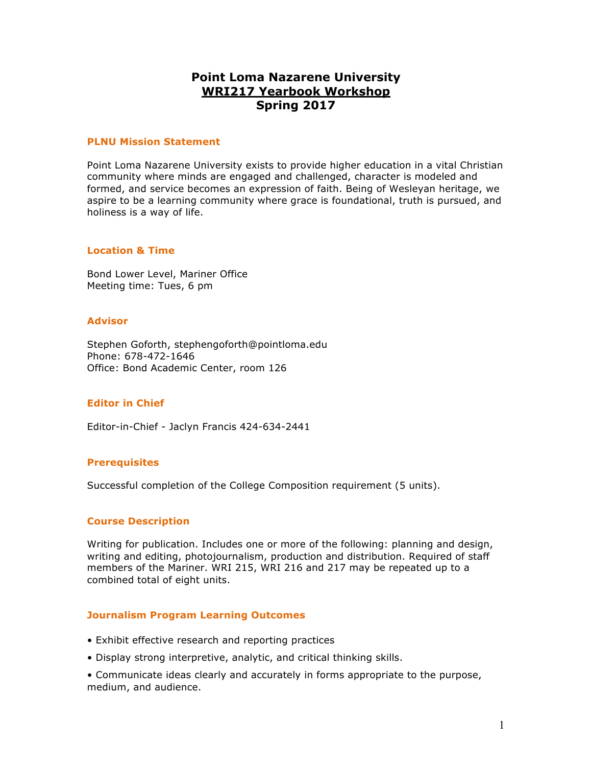# Point Loma Nazarene University
# WRI217 Yearbook Workshop
# Spring 2017

## PLNU Mission Statement

Point Loma Nazarene University exists to provide higher education in a vital Christian community where minds are engaged and challenged, character is modeled and formed, and service becomes an expression of faith. Being of Wesleyan heritage, we aspire to be a learning community where grace is foundational, truth is pursued, and holiness is a way of life.

## Location & Time

Bond Lower Level, Mariner Office
Meeting time: Tues, 6 pm

## Advisor

Stephen Goforth, stephengoforth@pointloma.edu
Phone: 678-472-1646
Office: Bond Academic Center, room 126

## Editor in Chief

Editor-in-Chief - Jaclyn Francis 424-634-2441

## Prerequisites

Successful completion of the College Composition requirement (5 units).

## Course Description

Writing for publication. Includes one or more of the following: planning and design, writing and editing, photojournalism, production and distribution. Required of staff members of the Mariner. WRI 215, WRI 216 and 217 may be repeated up to a combined total of eight units.

## Journalism Program Learning Outcomes

- Exhibit effective research and reporting practices
- Display strong interpretive, analytic, and critical thinking skills.
- Communicate ideas clearly and accurately in forms appropriate to the purpose, medium, and audience.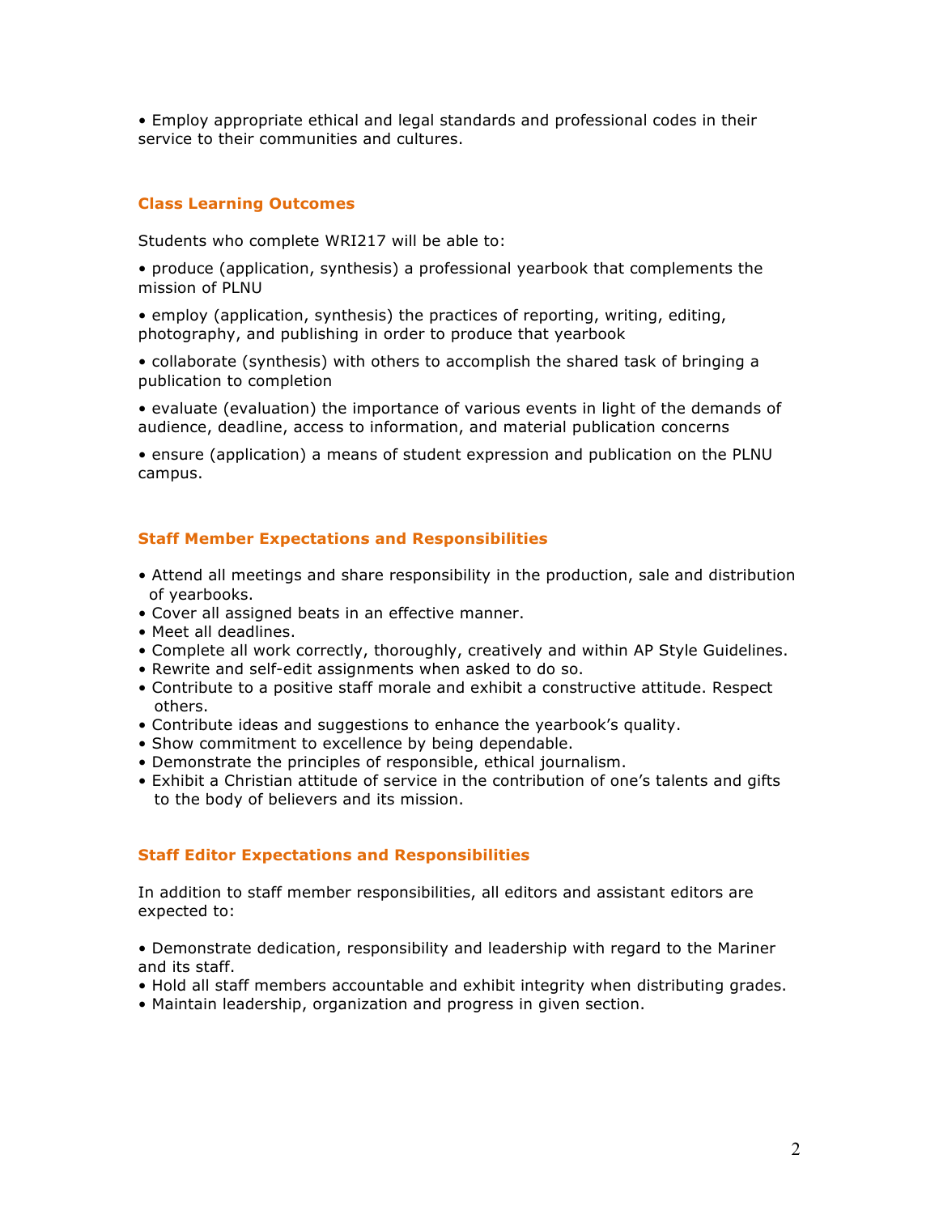- Employ appropriate ethical and legal standards and professional codes in their service to their communities and cultures.

### Class Learning Outcomes

Students who complete WRI217 will be able to:

- produce (application, synthesis) a professional yearbook that complements the mission of PLNU
- employ (application, synthesis) the practices of reporting, writing, editing, photography, and publishing in order to produce that yearbook
- collaborate (synthesis) with others to accomplish the shared task of bringing a publication to completion
- evaluate (evaluation) the importance of various events in light of the demands of audience, deadline, access to information, and material publication concerns
- ensure (application) a means of student expression and publication on the PLNU campus.

### Staff Member Expectations and Responsibilities

- Attend all meetings and share responsibility in the production, sale and distribution of yearbooks.
- Cover all assigned beats in an effective manner.
- Meet all deadlines.
- Complete all work correctly, thoroughly, creatively and within AP Style Guidelines.
- Rewrite and self-edit assignments when asked to do so.
- Contribute to a positive staff morale and exhibit a constructive attitude. Respect others.
- Contribute ideas and suggestions to enhance the yearbook's quality.
- Show commitment to excellence by being dependable.
- Demonstrate the principles of responsible, ethical journalism.
- Exhibit a Christian attitude of service in the contribution of one's talents and gifts to the body of believers and its mission.

### Staff Editor Expectations and Responsibilities

In addition to staff member responsibilities, all editors and assistant editors are expected to:

- Demonstrate dedication, responsibility and leadership with regard to the Mariner and its staff.
- Hold all staff members accountable and exhibit integrity when distributing grades.
- Maintain leadership, organization and progress in given section.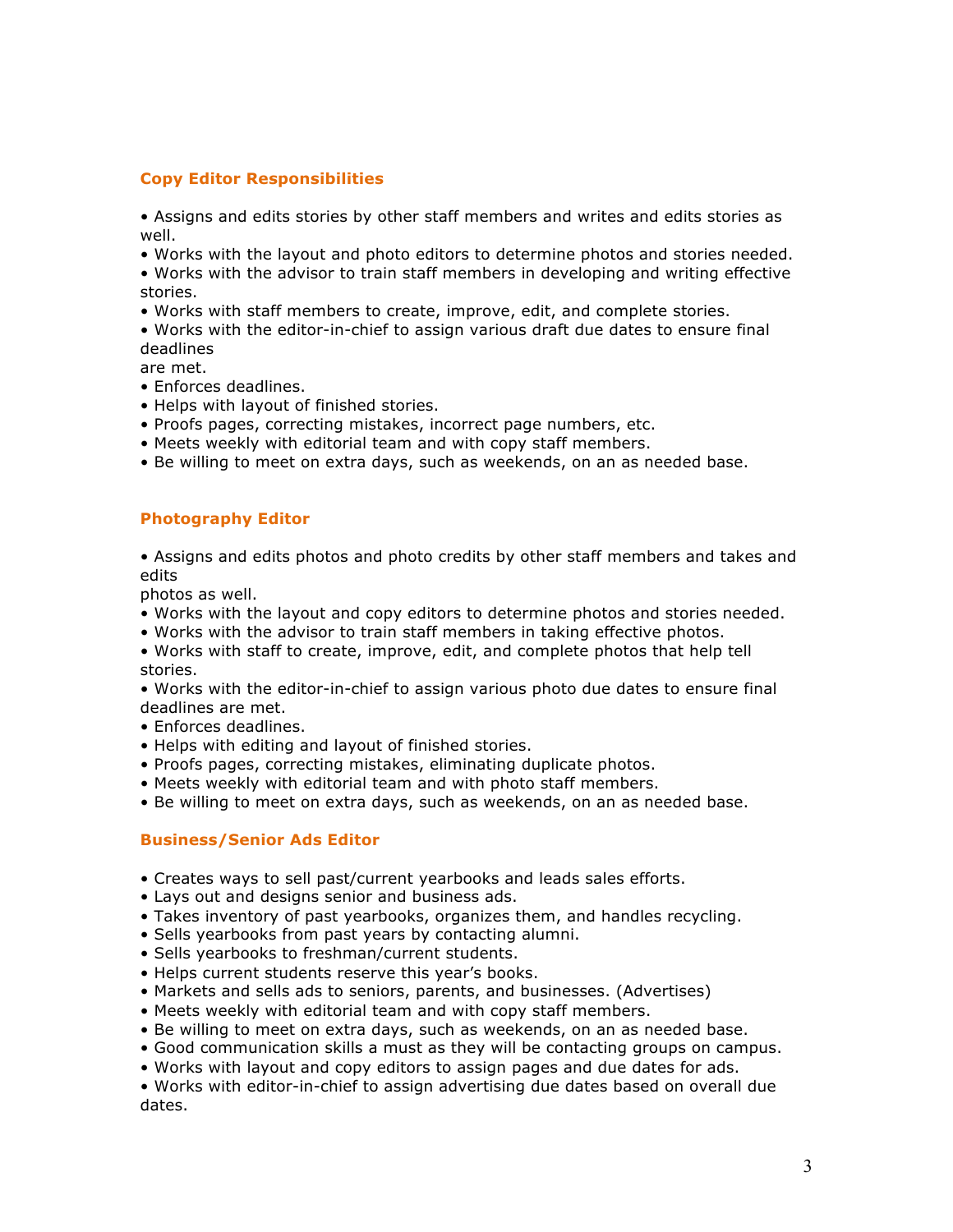### Copy Editor Responsibilities

- Assigns and edits stories by other staff members and writes and edits stories as well.
- Works with the layout and photo editors to determine photos and stories needed.
- Works with the advisor to train staff members in developing and writing effective stories.
- Works with staff members to create, improve, edit, and complete stories.
- Works with the editor-in-chief to assign various draft due dates to ensure final deadlines are met.
- Enforces deadlines.
- Helps with layout of finished stories.
- Proofs pages, correcting mistakes, incorrect page numbers, etc.
- Meets weekly with editorial team and with copy staff members.
- Be willing to meet on extra days, such as weekends, on an as needed base.

### Photography Editor

- Assigns and edits photos and photo credits by other staff members and takes and edits photos as well.
- Works with the layout and copy editors to determine photos and stories needed.
- Works with the advisor to train staff members in taking effective photos.
- Works with staff to create, improve, edit, and complete photos that help tell stories.
- Works with the editor-in-chief to assign various photo due dates to ensure final deadlines are met.
- Enforces deadlines.
- Helps with editing and layout of finished stories.
- Proofs pages, correcting mistakes, eliminating duplicate photos.
- Meets weekly with editorial team and with photo staff members.
- Be willing to meet on extra days, such as weekends, on an as needed base.

### Business/Senior Ads Editor

- Creates ways to sell past/current yearbooks and leads sales efforts.
- Lays out and designs senior and business ads.
- Takes inventory of past yearbooks, organizes them, and handles recycling.
- Sells yearbooks from past years by contacting alumni.
- Sells yearbooks to freshman/current students.
- Helps current students reserve this year's books.
- Markets and sells ads to seniors, parents, and businesses. (Advertises)
- Meets weekly with editorial team and with copy staff members.
- Be willing to meet on extra days, such as weekends, on an as needed base.
- Good communication skills a must as they will be contacting groups on campus.
- Works with layout and copy editors to assign pages and due dates for ads.
- Works with editor-in-chief to assign advertising due dates based on overall due dates.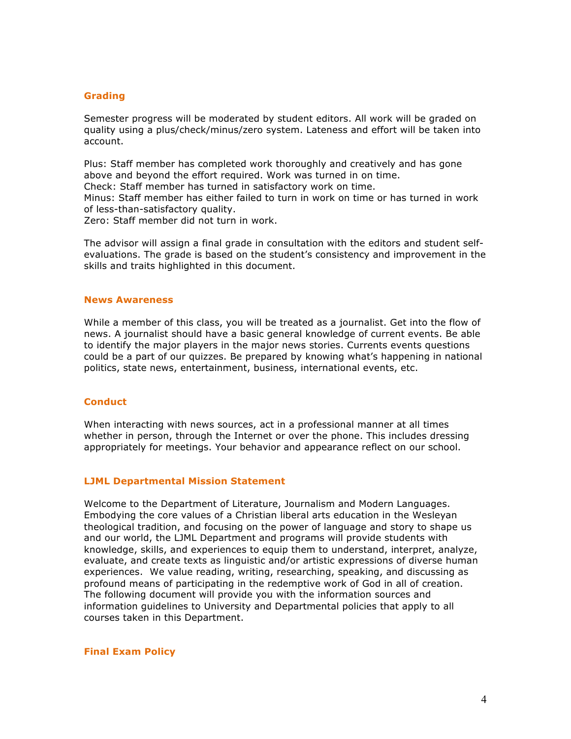### Grading

Semester progress will be moderated by student editors. All work will be graded on quality using a plus/check/minus/zero system. Lateness and effort will be taken into account.

Plus: Staff member has completed work thoroughly and creatively and has gone above and beyond the effort required. Work was turned in on time.
Check: Staff member has turned in satisfactory work on time.
Minus: Staff member has either failed to turn in work on time or has turned in work of less-than-satisfactory quality.
Zero: Staff member did not turn in work.

The advisor will assign a final grade in consultation with the editors and student self-evaluations. The grade is based on the student's consistency and improvement in the skills and traits highlighted in this document.

### News Awareness

While a member of this class, you will be treated as a journalist. Get into the flow of news. A journalist should have a basic general knowledge of current events. Be able to identify the major players in the major news stories. Currents events questions could be a part of our quizzes. Be prepared by knowing what's happening in national politics, state news, entertainment, business, international events, etc.

### Conduct

When interacting with news sources, act in a professional manner at all times whether in person, through the Internet or over the phone. This includes dressing appropriately for meetings. Your behavior and appearance reflect on our school.

### LJML Departmental Mission Statement

Welcome to the Department of Literature, Journalism and Modern Languages. Embodying the core values of a Christian liberal arts education in the Wesleyan theological tradition, and focusing on the power of language and story to shape us and our world, the LJML Department and programs will provide students with knowledge, skills, and experiences to equip them to understand, interpret, analyze, evaluate, and create texts as linguistic and/or artistic expressions of diverse human experiences. We value reading, writing, researching, speaking, and discussing as profound means of participating in the redemptive work of God in all of creation. The following document will provide you with the information sources and information guidelines to University and Departmental policies that apply to all courses taken in this Department.

### Final Exam Policy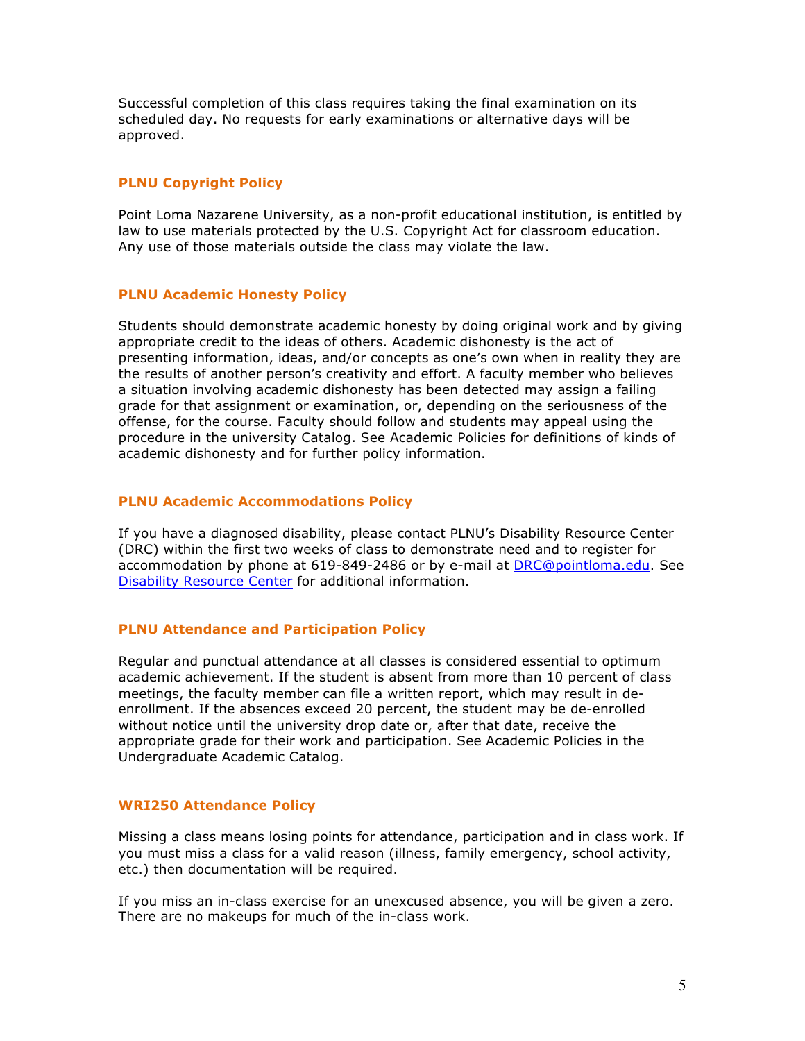Successful completion of this class requires taking the final examination on its scheduled day. No requests for early examinations or alternative days will be approved.

### PLNU Copyright Policy

Point Loma Nazarene University, as a non-profit educational institution, is entitled by law to use materials protected by the U.S. Copyright Act for classroom education. Any use of those materials outside the class may violate the law.

### PLNU Academic Honesty Policy

Students should demonstrate academic honesty by doing original work and by giving appropriate credit to the ideas of others. Academic dishonesty is the act of presenting information, ideas, and/or concepts as one's own when in reality they are the results of another person's creativity and effort. A faculty member who believes a situation involving academic dishonesty has been detected may assign a failing grade for that assignment or examination, or, depending on the seriousness of the offense, for the course. Faculty should follow and students may appeal using the procedure in the university Catalog. See Academic Policies for definitions of kinds of academic dishonesty and for further policy information.

### PLNU Academic Accommodations Policy

If you have a diagnosed disability, please contact PLNU's Disability Resource Center (DRC) within the first two weeks of class to demonstrate need and to register for accommodation by phone at 619-849-2486 or by e-mail at DRC@pointloma.edu. See Disability Resource Center for additional information.

### PLNU Attendance and Participation Policy

Regular and punctual attendance at all classes is considered essential to optimum academic achievement. If the student is absent from more than 10 percent of class meetings, the faculty member can file a written report, which may result in de-enrollment. If the absences exceed 20 percent, the student may be de-enrolled without notice until the university drop date or, after that date, receive the appropriate grade for their work and participation. See Academic Policies in the Undergraduate Academic Catalog.

### WRI250 Attendance Policy

Missing a class means losing points for attendance, participation and in class work. If you must miss a class for a valid reason (illness, family emergency, school activity, etc.) then documentation will be required.

If you miss an in-class exercise for an unexcused absence, you will be given a zero. There are no makeups for much of the in-class work.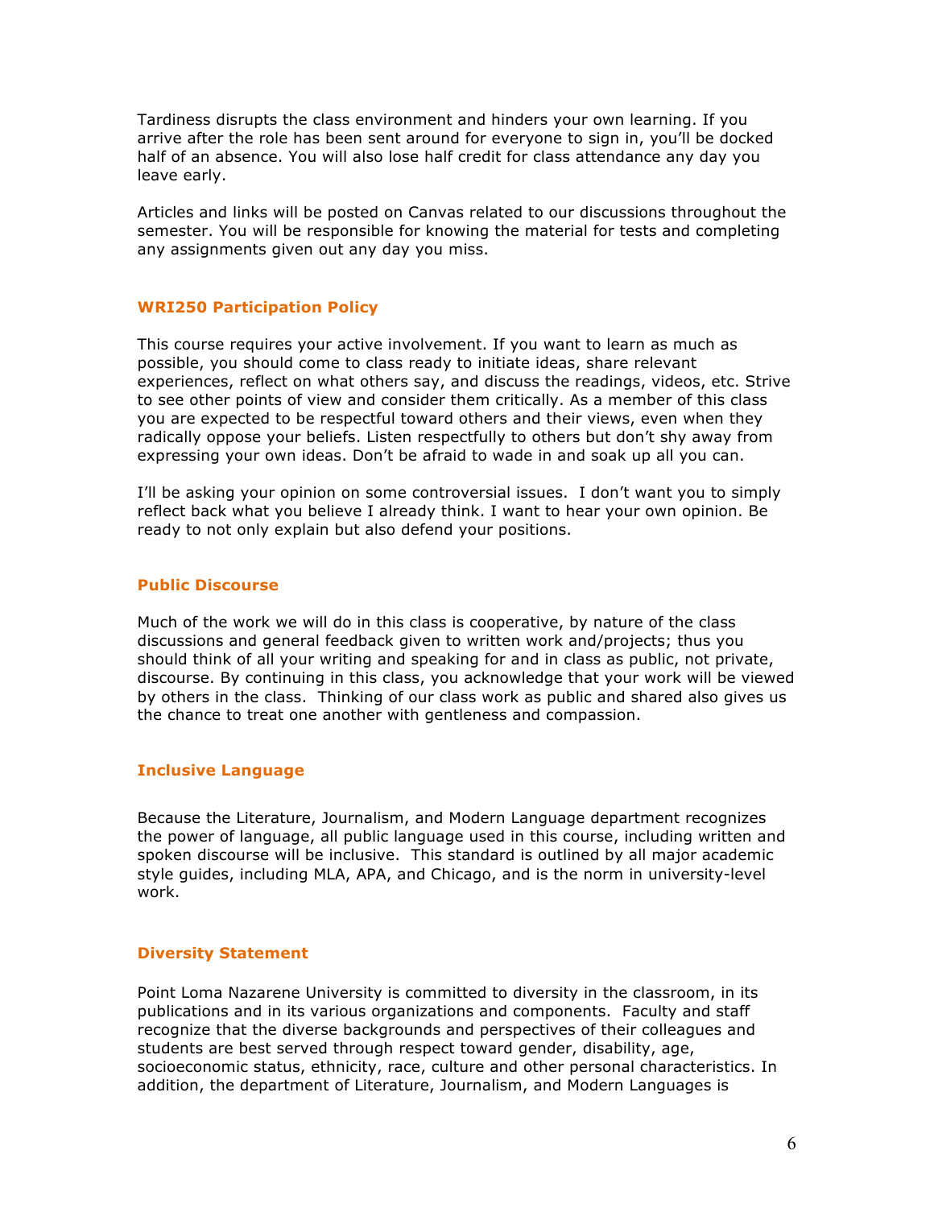Tardiness disrupts the class environment and hinders your own learning. If you arrive after the role has been sent around for everyone to sign in, you'll be docked half of an absence. You will also lose half credit for class attendance any day you leave early.

Articles and links will be posted on Canvas related to our discussions throughout the semester. You will be responsible for knowing the material for tests and completing any assignments given out any day you miss.

### WRI250 Participation Policy

This course requires your active involvement. If you want to learn as much as possible, you should come to class ready to initiate ideas, share relevant experiences, reflect on what others say, and discuss the readings, videos, etc. Strive to see other points of view and consider them critically. As a member of this class you are expected to be respectful toward others and their views, even when they radically oppose your beliefs. Listen respectfully to others but don't shy away from expressing your own ideas. Don't be afraid to wade in and soak up all you can.

I'll be asking your opinion on some controversial issues. I don't want you to simply reflect back what you believe I already think. I want to hear your own opinion. Be ready to not only explain but also defend your positions.

### Public Discourse

Much of the work we will do in this class is cooperative, by nature of the class discussions and general feedback given to written work and/projects; thus you should think of all your writing and speaking for and in class as public, not private, discourse. By continuing in this class, you acknowledge that your work will be viewed by others in the class. Thinking of our class work as public and shared also gives us the chance to treat one another with gentleness and compassion.

### Inclusive Language

Because the Literature, Journalism, and Modern Language department recognizes the power of language, all public language used in this course, including written and spoken discourse will be inclusive. This standard is outlined by all major academic style guides, including MLA, APA, and Chicago, and is the norm in university-level work.

### Diversity Statement

Point Loma Nazarene University is committed to diversity in the classroom, in its publications and in its various organizations and components. Faculty and staff recognize that the diverse backgrounds and perspectives of their colleagues and students are best served through respect toward gender, disability, age, socioeconomic status, ethnicity, race, culture and other personal characteristics. In addition, the department of Literature, Journalism, and Modern Languages is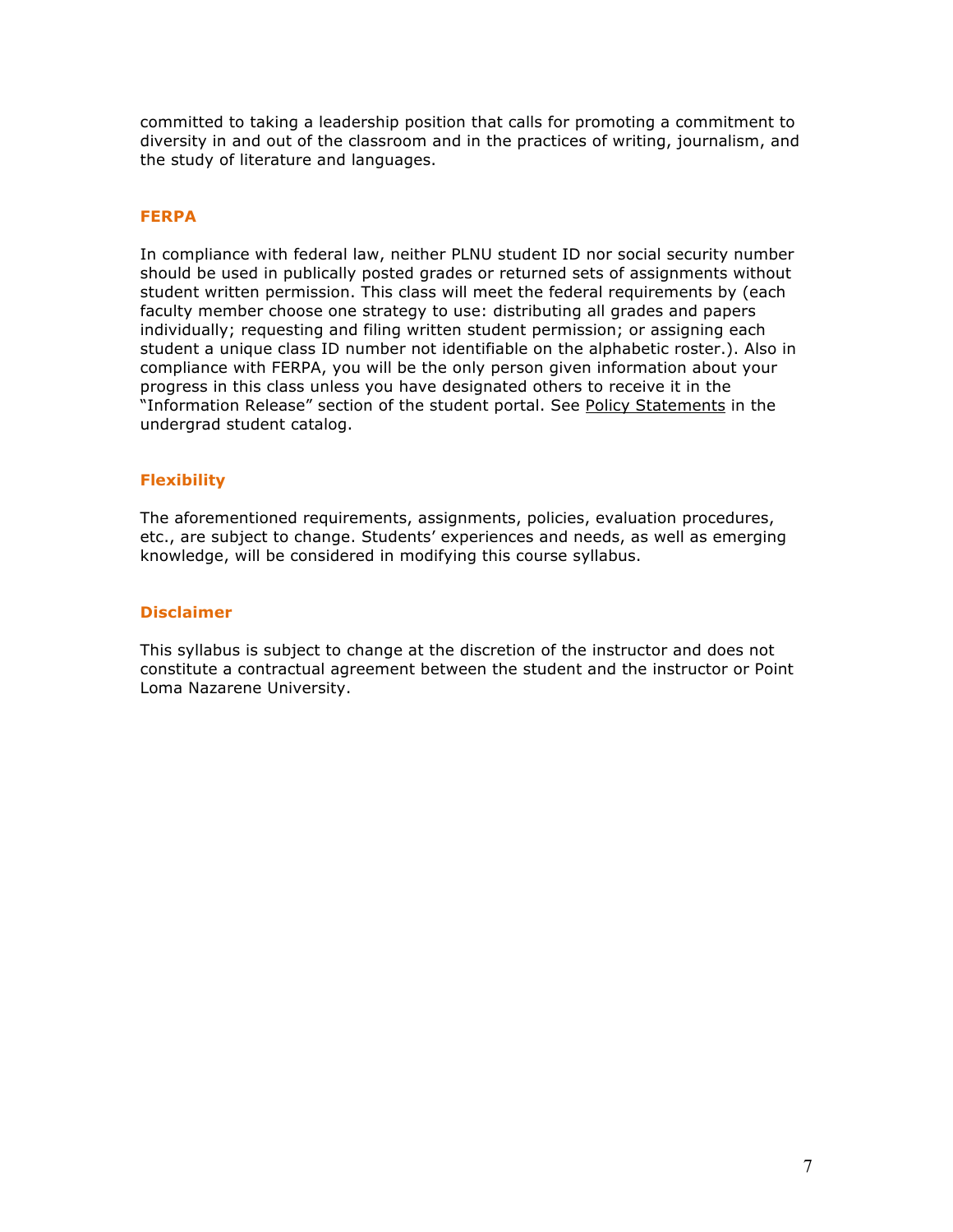committed to taking a leadership position that calls for promoting a commitment to diversity in and out of the classroom and in the practices of writing, journalism, and the study of literature and languages.

### FERPA

In compliance with federal law, neither PLNU student ID nor social security number should be used in publically posted grades or returned sets of assignments without student written permission. This class will meet the federal requirements by (each faculty member choose one strategy to use: distributing all grades and papers individually; requesting and filing written student permission; or assigning each student a unique class ID number not identifiable on the alphabetic roster.). Also in compliance with FERPA, you will be the only person given information about your progress in this class unless you have designated others to receive it in the "Information Release" section of the student portal. See Policy Statements in the undergrad student catalog.

### Flexibility

The aforementioned requirements, assignments, policies, evaluation procedures, etc., are subject to change. Students' experiences and needs, as well as emerging knowledge, will be considered in modifying this course syllabus.

### Disclaimer

This syllabus is subject to change at the discretion of the instructor and does not constitute a contractual agreement between the student and the instructor or Point Loma Nazarene University.